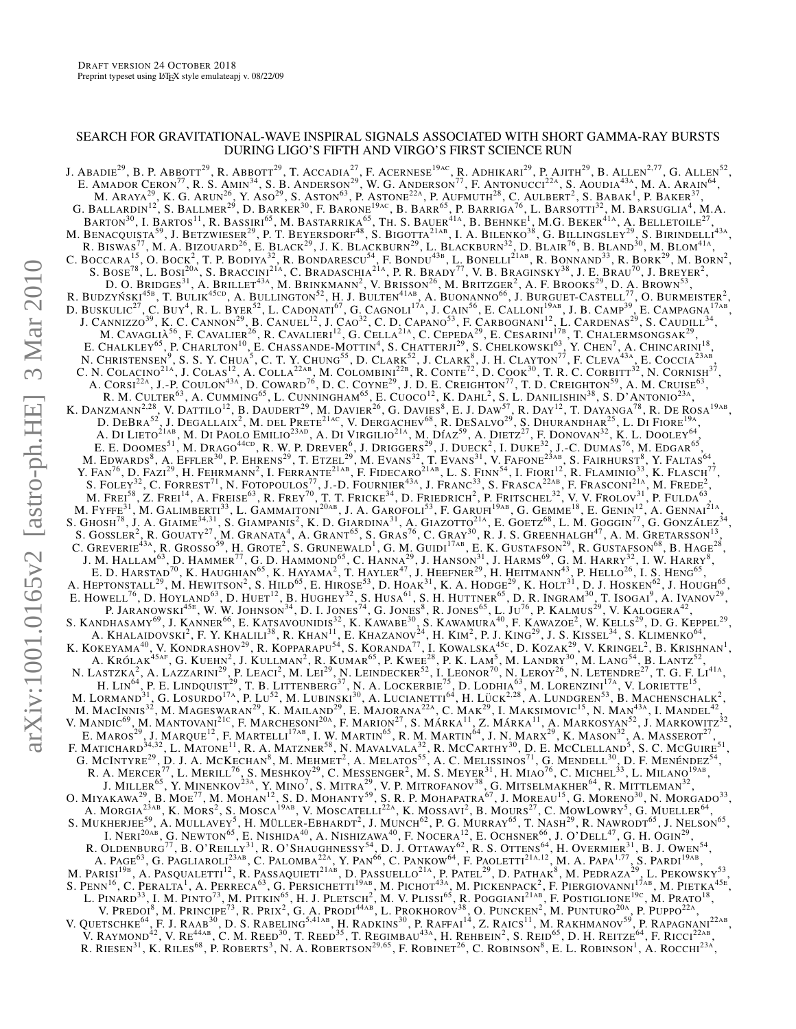# SEARCH FOR GRAVITATIONAL-WAVE INSPIRAL SIGNALS ASSOCIATED WITH SHORT GAMMA-RAY BURSTS DURING LIGO'S FIFTH AND VIRGO'S FIRST SCIENCE RUN

J. Abadie[29], B. P. Abbott[29], R. Abbott[29], T. Accadia[27], F. Acernese[19AC], R. Adhikari[29], P. Ajith[29], B. Allen[2,77], G. Allen[52], E. Amador Ceron[77], R. S. Amin[34], S. B. Anderson[29], W. G. Anderson[77], F. Antonucci[22A], S. Aoudia[43A], M. A. Arain[64], M. Araya[29], K. G. Arun[26], Y. Aso[29], S. Aston[63], P. Astone[22A], P. Aufmuth[28], C. Aulbert[2], S. Babak[1], P. Baker[37], G. Ballardin[12], S. Ballmer[29], D. Barker[30], F. Barone[19AC], B. Barr[65], P. Barriga[76], L. Barsotti[32], M. Barsuglia[4], M.A. Barton[30], I. Bartos[11], R. Bassiri[65], M. Bastarrika[65], Th. S. Bauer[41A], B. Behnke[1], M.G. Beker[41A], A. Belletoile[27], M. Benacquista[59], J. Betzwieser[29], P. T. Beyersdorf[48], S. Bigotta[21AB], I. A. Bilenko[38], G. Billingsley[29], S. Birindelli[43A], R. Biswas[77], M. A. Bizouard[26], E. Black[29], J. K. Blackburn[29], L. Blackburn[32], D. Blair[76], B. Bland[30], M. Blom[41A], C. Boccara[15], O. Bock[2], T. P. Bodiya[32], R. Bondarescu[54], F. Bondu[43B], L. Bonelli[21AB], R. Bonnand[33], R. Bork[29], M. Born[2], S. Bose[78], L. Bosi[20A], S. Braccini[21A], C. Bradaschia[21A], P. R. Brady[77], V. B. Braginsky[38], J. E. Brau[70], J. Breyer[2], D. O. Bridges[31], A. Brillet[43A], M. Brinkmann[2], V. Brisson[26], M. Britzger[2], A. F. Brooks[29], D. A. Brown[53], R. Budzyński[45B], T. Bulik[45CD], A. Bullington[52], H. J. Bulten[41AB], A. Buonanno[66], J. Burguet-Castell[77], O. Burmeister[2], D. Buskulic[27], C. Buy[4], R. L. Byer[52], L. Cadonati[67], G. Cagnoli[17A], J. Cain[56], E. Calloni[19AB], J. B. Camp[39], E. Campagna[17AB], J. Cannizzo[39], K. C. Cannon[29], B. Canuel[12], J. Cao[32], C. D. Capano[53], F. Carbognani[12], L. Cardenas[29], S. Caudill[34], M. Cavaglià[56], F. Cavalier[26], R. Cavalieri[12], G. Cella[21A], C. Cepeda[29], E. Cesarini[17B], T. Chalermsongsak[29], E. Chalkley[65], P. Charlton[10], E. Chassande-Mottin[4], S. Chatterji[29], S. Chelkowski[63], Y. Chen[7], A. Chincarini[18], N. Christensen[9], S. S. Y. Chua[5], C. T. Y. Chung[55], D. Clark[52], J. Clark[8], J. H. Clayton[77], F. Cleva[43A], E. Coccia[23AB], C. N. Colacino[21A], J. Colas[12], A. Colla[22AB], M. Colombini[22B], R. Conte[72], D. Cook[30], T. R. C. Corbitt[32], N. Cornish[37], A. Corsi[22A], J.-P. Coulon[43A], D. Coward[76], D. C. Coyne[29], J. D. E. Creighton[77], T. D. Creighton[59], A. M. Cruise[63], R. M. Culter[63], A. Cumming[65], L. Cunningham[65], E. Cuoco[12], K. Dahl[2], S. L. Danilishin[38], S. D'Antonio[23A], K. Danzmann[2,28], V. Dattilo[12], B. Daudert[29], M. Davier[26], G. Davies[8], E. J. Daw[57], R. Day[12], T. Dayanga[78], R. De Rosa[19AB], D. DeBra[52], J. Degallaix[2], M. del Prete[21AC], V. Dergachev[68], R. DeSalvo[29], S. Dhurandhar[25], L. Di Fiore[19A], A. Di Lieto[21AB], M. Di Paolo Emilio[23AD], A. Di Virgilio[21A], M. Díaz[59], A. Dietz[27], F. Donovan[32], K. L. Dooley[64], E. E. Doomes[51], M. Drago[44CD], R. W. P. Drever[6], J. Driggers[29], J. Dueck[2], I. Duke[32], J.-C. Dumas[76], M. Edgar[65], M. Edwards[8], A. Effler[30], P. Ehrens[29], T. Etzel[29], M. Evans[32], T. Evans[31], V. Fafone[23AB], S. Fairhurst[8], Y. Faltas[64], Y. Fan[76], D. Fazi[29], H. Fehrmann[2], I. Ferrante[21AB], F. Fidecaro[21AB], L. S. Finn[54], I. Fiori[12], R. Flaminio[33], K. Flasch[77], S. Foley[32], C. Forrest[71], N. Fotopoulos[77], J.-D. Fournier[43A], J. Franc[33], S. Frasca[22AB], F. Frasconi[21A], M. Frede[2], M. Frei[58], Z. Frei[14], A. Freise[63], R. Frey[70], T. T. Fricke[34], D. Friedrich[2], P. Fritschel[32], V. V. Frolov[31], P. Fulda[63], M. Fyffe[31], M. Galimberti[33], L. Gammaitoni[20AB], J. A. Garofoli[53], F. Garufi[19AB], G. Gemme[18], E. Genin[12], A. Gennai[21A], S. Ghosh[78], J. A. Giaime[34,31], S. Giampanis[2], K. D. Giardina[31], A. Giazotto[21A], E. Goetz[68], L. M. Goggin[77], G. González[34], S. Gossler[2], R. Gouaty[27], M. Granata[4], A. Grant[65], S. Gras[76], C. Gray[30], R. J. S. Greenhalgh[47], A. M. Gretarsson[13], C. Greverie[43A], R. Grosso[59], H. Grote[2], S. Grunewald[1], G. M. Guidi[17AB], E. K. Gustafson[29], R. Gustafson[68], B. Hage[28], J. M. Hallam[63], D. Hammer[77], G. D. Hammond[65], C. Hanna[29], J. Hanson[31], J. Harms[69], G. M. Harry[32], I. W. Harry[8], E. D. Harstad[70], K. Haughian[65], K. Hayama[2], T. Hayler[47], J. Heefner[29], H. Heitmann[43], P. Hello[26], I. S. Heng[65], A. Heptonstall[29], M. Hewitson[2], S. Hild[65], E. Hirose[53], D. Hoak[31], K. A. Hodge[29], K. Holt[31], D. J. Hosken[62], J. Hough[65], E. Howell[76], D. Hoyland[63], D. Huet[12], B. Hughey[32], S. Husa[61], S. H. Huttner[65], D. R. Ingram[30], T. Isogai[9], A. Ivanov[29], P. Jaranowski[45E], W. W. Johnson[34], D. I. Jones[74], G. Jones[8], R. Jones[65], L. Ju[76], P. Kalmus[29], V. Kalogera[42], S. Kandhasamy[69], J. Kanner[66], E. Katsavounidis[32], K. Kawabe[30], S. Kawamura[40], F. Kawazoe[2], W. Kells[29], D. G. Keppel[29], A. Khalaidovski[2], F. Y. Khalili[38], R. Khan[11], E. Khazanov[24], H. Kim[2], P. J. King[29], J. S. Kissel[34], S. Klimenko[64], K. Kokeyama[40], V. Kondrashov[29], R. Kopparapu[54], S. Koranda[77], I. Kowalska[45C], D. Kozak[29], V. Kringel[2], B. Krishnan[1], A. Królak[45AF], G. Kuehn[2], J. Kullman[2], R. Kumar[65], P. Kwee[28], P. K. Lam[5], M. Landry[30], M. Lang[54], B. Lantz[52], N. Lastzka[2], A. Lazzarini[29], P. Leaci[2], M. Lei[29], N. Leindecker[52], I. Leonor[70], N. Leroy[26], N. Letendre[27], T. G. F. Li[41A], H. Lin[64], P. E. Lindquist[29], T. B. Littenberg[37], N. A. Lockerbie[75], D. Lodhia[63], M. Lorenzini[17A], V. Loriette[15], M. Lormand[31], G. Losurdo[17A], P. Lu[52], M. Lubinski[30], A. Lucianetti[64], H. Lück[2,28], A. Lundgren[53], B. Machenschalk[2], M. MacInnis[32], M. Mageswaran[29], K. Mailand[29], E. Majorana[22A], C. Mak[29], I. Maksimovic[15], N. Man[43A], I. Mandel[42], V. Mandic[69], M. Mantovani[21C], F. Marchesoni[20A], F. Marion[27], S. Márka[11], Z. Márka[11], A. Markosyan[52], J. Markowitz[32], E. Maros[29], J. Marque[12], F. Martelli[17AB], I. W. Martin[65], R. M. Martin[64], J. N. Marx[29], K. Mason[32], A. Masserot[27], F. Matichard[34,32], L. Matone[11], R. A. Matzner[58], N. Mavalvala[32], R. McCarthy[30], D. E. McClelland[5], S. C. McGuire[51], G. McIntyre[29], D. J. A. McKechan[8], M. Mehmet[2], A. Melatos[55], A. C. Melissinos[71], G. Mendell[30], D. F. Menéndez[54], R. A. Mercer[77], L. Merill[76], S. Meshkov[29], C. Messenger[2], M. S. Meyer[31], H. Miao[76], C. Michel[33], L. Milano[19AB], J. Miller[65], Y. Minenkov[23A], Y. Mino[7], S. Mitra[29], V. P. Mitrofanov[38], G. Mitselmakher[64], R. Mittleman[32], O. Miyakawa[29], B. Moe[77], M. Mohan[12], S. D. Mohanty[59], S. R. P. Mohapatra[67], J. Moreau[15], G. Moreno[30], N. Morgado[33], A. Morgia[23AB], K. Mors[2], S. Mosca[19AB], V. Moscatelli[22A], K. Mossavi[2], B. Mours[27], C. MowLowry[5], G. Mueller[64], S. Mukherjee[59], A. Mullavey[5], H. Müller-Ebhardt[2], J. Munch[62], P. G. Murray[65], T. Nash[29], R. Nawrodt[65], J. Nelson[65], I. Neri[20AB], G. Newton[65], E. Nishida[40], A. Nishizawa[40], F. Nocera[12], E. Ochsner[66], J. O'Dell[47], G. H. Ogin[29], R. Oldenburg[77], B. O'Reilly[31], R. O'Shaughnessy[54], D. J. Ottaway[62], R. S. Ottens[64], H. Overmier[31], B. J. Owen[54], A. Page[63], G. Pagliaroli[23AB], C. Palomba[22A], Y. Pan[66], C. Pankow[64], F. Paoletti[21A,12], M. A. Papa[1,77], S. Pardi[19AB], M. Parisi[19B], A. Pasqualetti[12], R. Passaquieti[21AB], D. Passuello[21A], P. Patel[29], D. Pathak[8], M. Pedraza[29], L. Pekowsky[53], S. Penn[16], C. Peralta[1], A. Perreca[63], G. Persichetti[19AB], M. Pichot[43A], M. Pickenpack[2], F. Piergiovanni[17AB], M. Pietka[45E], L. Pinard[33], I. M. Pinto[73], M. Pitkin[65], H. J. Pletsch[2], M. V. Plissi[65], R. Poggiani[21AB], F. Postiglione[19C], M. Prato[18], V. Predoi[8], M. Principe[73], R. Prix[2], G. A. Prodi[44AB], L. Prokhorov[38], O. Puncken[2], M. Punturo[20A], P. Puppo[22A], V. Quetschke[64], F. J. Raab[30], D. S. Rabeling[5,41AB], H. Radkins[30], P. Raffai[14], Z. Raics[11], M. Rakhmanov[59], P. Rapagnani[22AB], V. Raymond[42], V. Re[44AB], C. M. Reed[30], T. Reed[35], T. Regimbau[43A], H. Rehbein[2], S. Reid[65], D. H. Reitze[64], F. Ricci[22AB], R. Riesen[31], K. Riles[68], P. Roberts[3], N. A. Robertson[29,65], F. Robinet[26], C. Robinson[8], E. L. Robinson[1], A. Rocchi[23A],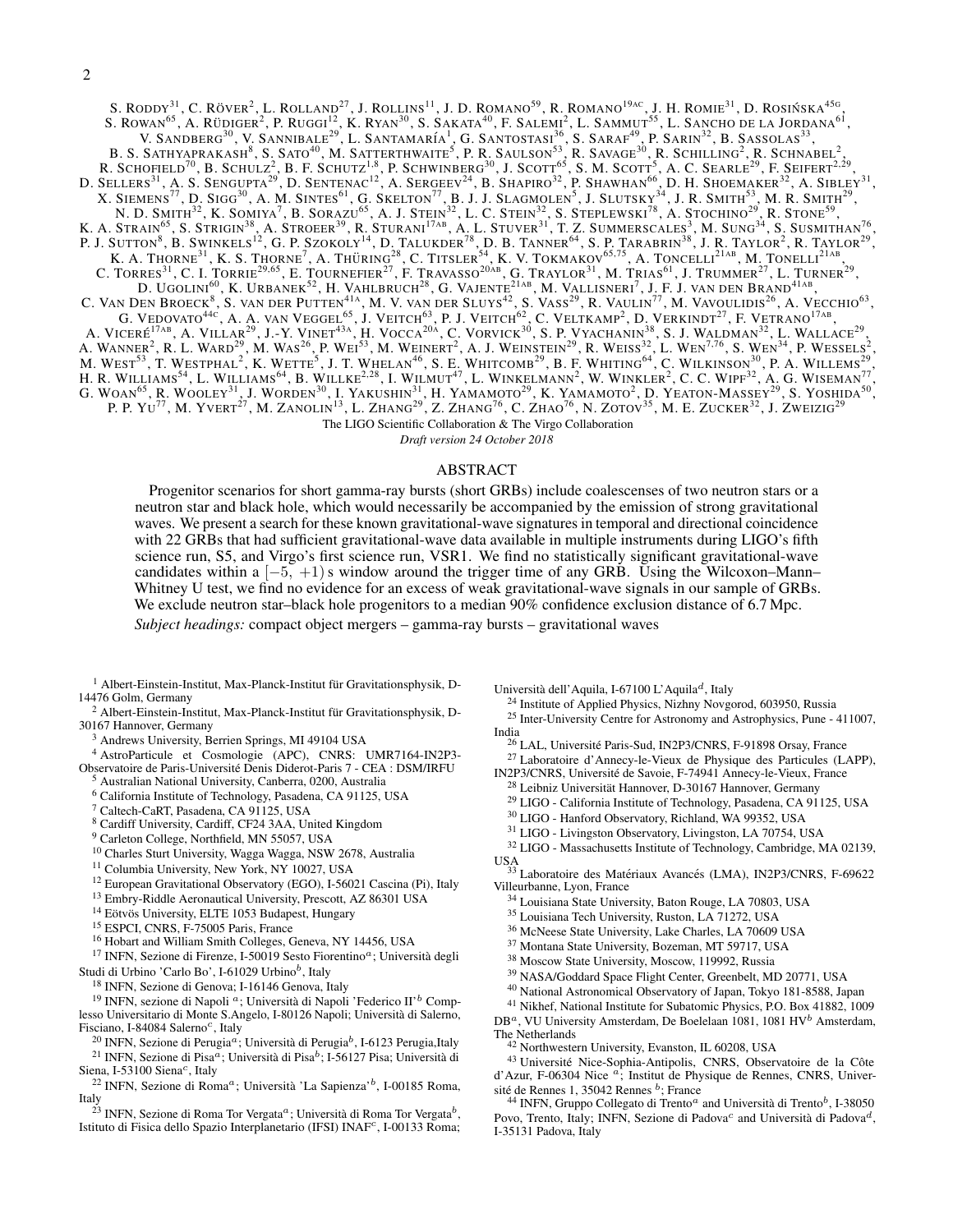S. Roddy[31], C. Röver[2], L. Rolland[27], J. Rollins[11], J. D. Romano[59], R. Romano[19AC], J. H. Romie[31], D. Rosińska[45G], S. Rowan[65], A. Rüdiger[2], P. Ruggi[12], K. Ryan[30], S. Sakata[40], F. Salemi[2], L. Sammut[55], L. Sancho de la Jordana[61], V. Sandberg[30], V. Sannibale[29], L. Santamaría[1], G. Santostasi[36], S. Saraf[49], P. Sarin[32], B. Sassolas[33], B. S. Sathyaprakash[8], S. Sato[40], M. Satterthwaite[5], P. R. Saulson[53], R. Savage[30], R. Schilling[2], R. Schnabel[2], R. Schofield[70], B. Schulz[2], B. F. Schutz[1,8], P. Schwinberg[30], J. Scott[65], S. M. Scott[5], A. C. Searle[29], F. Seifert[2,29], D. Sellers[31], A. S. Sengupta[29], D. Sentenac[12], A. Sergeev[24], B. Shapiro[32], P. Shawhan[66], D. H. Shoemaker[32], A. Sibley[31], X. Siemens[77], D. Sigg[30], A. M. Sintes[61], G. Skelton[77], B. J. J. Slagmolen[5], J. Slutsky[34], J. R. Smith[53], M. R. Smith[29], N. D. Smith[32], K. Somiya[7], B. Sorazu[65], A. J. Stein[32], L. C. Stein[32], S. Steplewski[78], A. Stochino[29], R. Stone[59], K. A. Strain[65], S. Strigin[38], A. Stroeer[39], R. Sturani[17AB], A. L. Stuver[31], T. Z. Summerscales[3], M. Sung[34], S. Susmithan[76], P. J. Sutton[8], B. Swinkels[12], G. P. Szokoly[14], D. Talukder[78], D. B. Tanner[64], S. P. Tarabrin[38], J. R. Taylor[2], R. Taylor[29], K. A. Thorne[31], K. S. Thorne[7], A. Thüring[28], C. Titsler[54], K. V. Tokmakov[65,75], A. Toncelli[21AB], M. Tonelli[21AB], C. Torres[31], C. I. Torrie[29,65], E. Tournefier[27], F. Travasso[20AB], G. Traylor[31], M. Trias[61], J. Trummer[27], L. Turner[29], D. Ugolini[60], K. Urbanek[52], H. Vahlbruch[28], G. Vajente[21AB], M. Vallisneri[7], J. F. J. van den Brand[41AB], C. Van Den Broeck[8], S. van der Putten[41A], M. V. van der Sluys[42], S. Vass[29], R. Vaulin[77], M. Vavoulidis[26], A. Vecchio[63], G. Vedovato[44C], A. A. van Veggel[65], J. Veitch[63], P. J. Veitch[62], C. Veltkamp[2], D. Verkindt[27], F. Vetrano[17AB], A. Viceré[17AB], A. Villar[29], J.-Y. Vinet[43A], H. Vocca[20A], C. Vorvick[30], S. P. Vyachanin[38], S. J. Waldman[32], L. Wallace[29], A. Wanner[2], R. L. Ward[29], M. Was[26], P. Wei[53], M. Weinert[2], A. J. Weinstein[29], R. Weiss[32], L. Wen[7,76], S. Wen[34], P. Wessels[2], M. West[53], T. Westphal[2], K. Wette[5], J. T. Whelan[46], S. E. Whitcomb[29], B. F. Whiting[64], C. Wilkinson[30], P. A. Willems[29], H. R. Williams[54], L. Williams[64], B. Willke[2,28], I. Wilmut[47], L. Winkelmann[2], W. Winkler[2], C. C. Wipf[32], A. G. Wiseman[77], G. Woan[65], R. Wooley[31], J. Worden[30], I. Yakushin[31], H. Yamamoto[29], K. Yamamoto[2], D. Yeaton-Massey[29], S. Yoshida[50], P. P. Yu[77], M. Yvert[27], M. Zanolin[13], L. Zhang[29], Z. Zhang[76], C. Zhao[76], N. Zotov[35], M. E. Zucker[32], J. Zweizig[29]

The LIGO Scientific Collaboration & The Virgo Collaboration

*Draft version 24 October 2018*

## ABSTRACT

Progenitor scenarios for short gamma-ray bursts (short GRBs) include coalescenses of two neutron stars or a neutron star and black hole, which would necessarily be accompanied by the emission of strong gravitational waves. We present a search for these known gravitational-wave signatures in temporal and directional coincidence with 22 GRBs that had sufficient gravitational-wave data available in multiple instruments during LIGO's fifth science run, S5, and Virgo's first science run, VSR1. We find no statistically significant gravitational-wave candidates within a $[-5, +1)$ s window around the trigger time of any GRB. Using the Wilcoxon–Mann–Whitney U test, we find no evidence for an excess of weak gravitational-wave signals in our sample of GRBs. We exclude neutron star–black hole progenitors to a median 90% confidence exclusion distance of 6.7 Mpc.

*Subject headings:* compact object mergers – gamma-ray bursts – gravitational waves

[1] Albert-Einstein-Institut, Max-Planck-Institut für Gravitationsphysik, D-14476 Golm, Germany
[2] Albert-Einstein-Institut, Max-Planck-Institut für Gravitationsphysik, D-30167 Hannover, Germany
[3] Andrews University, Berrien Springs, MI 49104 USA
[4] AstroParticule et Cosmologie (APC), CNRS: UMR7164-IN2P3-Observatoire de Paris-Université Denis Diderot-Paris 7 - CEA : DSM/IRFU
[5] Australian National University, Canberra, 0200, Australia
[6] California Institute of Technology, Pasadena, CA 91125, USA
[7] Caltech-CaRT, Pasadena, CA 91125, USA
[8] Cardiff University, Cardiff, CF24 3AA, United Kingdom
[9] Carleton College, Northfield, MN 55057, USA
[10] Charles Sturt University, Wagga Wagga, NSW 2678, Australia
[11] Columbia University, New York, NY 10027, USA
[12] European Gravitational Observatory (EGO), I-56021 Cascina (Pi), Italy
[13] Embry-Riddle Aeronautical University, Prescott, AZ 86301 USA
[14] Eötvös University, ELTE 1053 Budapest, Hungary
[15] ESPCI, CNRS, F-75005 Paris, France
[16] Hobart and William Smith Colleges, Geneva, NY 14456, USA
[17] INFN, Sezione di Firenze, I-50019 Sesto Fiorentino[a]; Università degli Studi di Urbino 'Carlo Bo', I-61029 Urbino[b], Italy
[18] INFN, Sezione di Genova; I-16146 Genova, Italy
[19] INFN, sezione di Napoli [a]; Università di Napoli 'Federico II'[b] Complesso Universitario di Monte S.Angelo, I-80126 Napoli; Università di Salerno, Fisciano, I-84084 Salerno[c], Italy
[20] INFN, Sezione di Perugia[a]; Università di Perugia[b], I-6123 Perugia,Italy
[21] INFN, Sezione di Pisa[a]; Università di Pisa[b]; I-56127 Pisa; Università di Siena, I-53100 Siena[c], Italy
[22] INFN, Sezione di Roma[a]; Università 'La Sapienza'[b], I-00185 Roma, Italy
[23] INFN, Sezione di Roma Tor Vergata[a]; Università di Roma Tor Vergata[b], Istituto di Fisica dello Spazio Interplanetario (IFSI) INAF[c], I-00133 Roma; Università dell'Aquila, I-67100 L'Aquila[d], Italy
[24] Institute of Applied Physics, Nizhny Novgorod, 603950, Russia
[25] Inter-University Centre for Astronomy and Astrophysics, Pune - 411007, India
[26] LAL, Université Paris-Sud, IN2P3/CNRS, F-91898 Orsay, France
[27] Laboratoire d'Annecy-le-Vieux de Physique des Particules (LAPP), IN2P3/CNRS, Université de Savoie, F-74941 Annecy-le-Vieux, France
[28] Leibniz Universität Hannover, D-30167 Hannover, Germany
[29] LIGO - California Institute of Technology, Pasadena, CA 91125, USA
[30] LIGO - Hanford Observatory, Richland, WA 99352, USA
[31] LIGO - Livingston Observatory, Livingston, LA 70754, USA
[32] LIGO - Massachusetts Institute of Technology, Cambridge, MA 02139, USA
[33] Laboratoire des Matériaux Avancés (LMA), IN2P3/CNRS, F-69622 Villeurbanne, Lyon, France
[34] Louisiana State University, Baton Rouge, LA 70803, USA
[35] Louisiana Tech University, Ruston, LA 71272, USA
[36] McNeese State University, Lake Charles, LA 70609 USA
[37] Montana State University, Bozeman, MT 59717, USA
[38] Moscow State University, Moscow, 119992, Russia
[39] NASA/Goddard Space Flight Center, Greenbelt, MD 20771, USA
[40] National Astronomical Observatory of Japan, Tokyo 181-8588, Japan
[41] Nikhef, National Institute for Subatomic Physics, P.O. Box 41882, 1009 DB[a], VU University Amsterdam, De Boelelaan 1081, 1081 HV[b] Amsterdam, The Netherlands
[42] Northwestern University, Evanston, IL 60208, USA
[43] Université Nice-Sophia-Antipolis, CNRS, Observatoire de la Côte d'Azur, F-06304 Nice [a]; Institut de Physique de Rennes, CNRS, Université de Rennes 1, 35042 Rennes [b]; France
[44] INFN, Gruppo Collegato di Trento[a] and Università di Trento[b], I-38050 Povo, Trento, Italy; INFN, Sezione di Padova[c] and Università di Padova[d], I-35131 Padova, Italy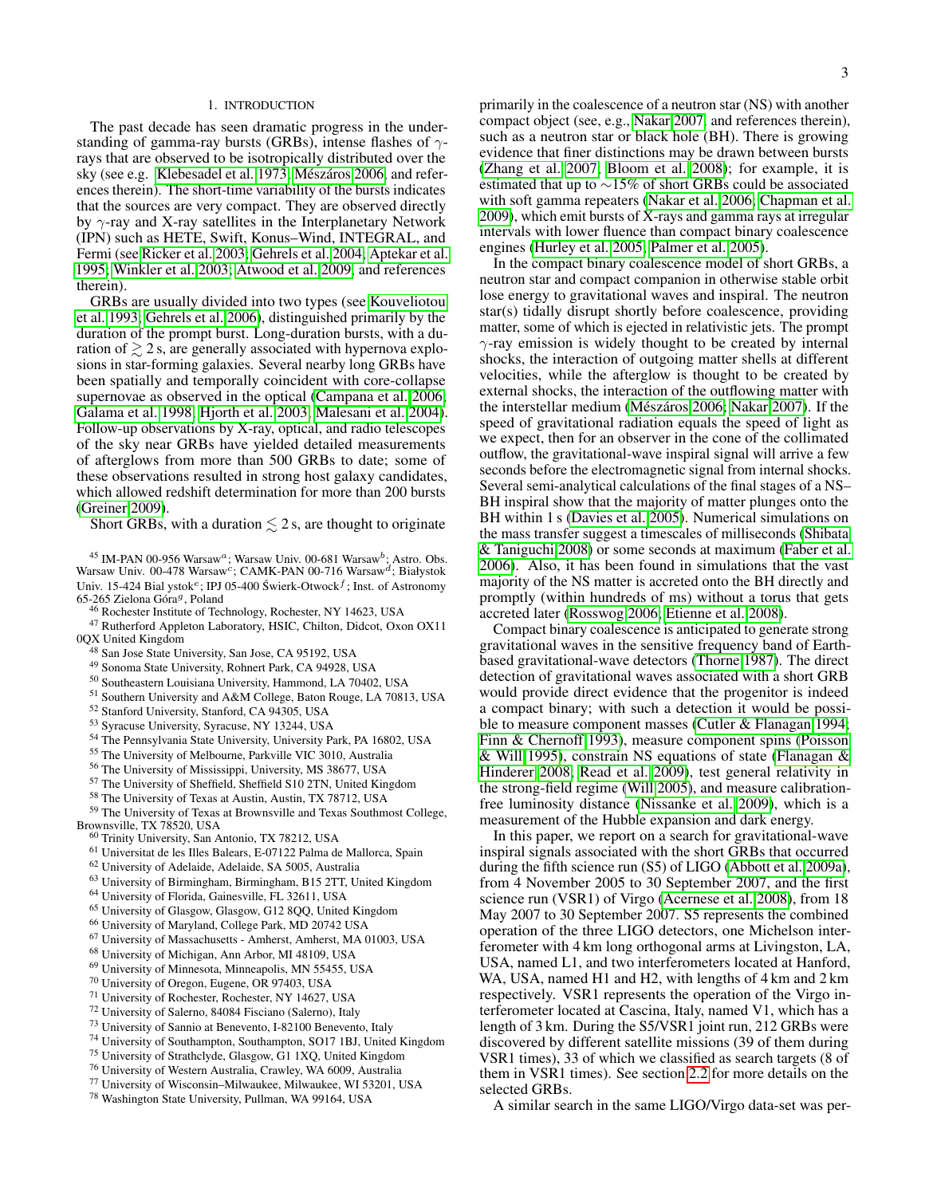## 1. INTRODUCTION

The past decade has seen dramatic progress in the understanding of gamma-ray bursts (GRBs), intense flashes of $\gamma$-rays that are observed to be isotropically distributed over the sky (see e.g. Klebesadel et al. 1973; Mészáros 2006, and references therein). The short-time variability of the bursts indicates that the sources are very compact. They are observed directly by $\gamma$-ray and X-ray satellites in the Interplanetary Network (IPN) such as HETE, Swift, Konus–Wind, INTEGRAL, and Fermi (see Ricker et al. 2003; Gehrels et al. 2004; Aptekar et al. 1995; Winkler et al. 2003; Atwood et al. 2009, and references therein).

GRBs are usually divided into two types (see Kouveliotou et al. 1993; Gehrels et al. 2006), distinguished primarily by the duration of the prompt burst. Long-duration bursts, with a duration of $\gtrsim 2$ s, are generally associated with hypernova explosions in star-forming galaxies. Several nearby long GRBs have been spatially and temporally coincident with core-collapse supernovae as observed in the optical (Campana et al. 2006; Galama et al. 1998; Hjorth et al. 2003; Malesani et al. 2004). Follow-up observations by X-ray, optical, and radio telescopes of the sky near GRBs have yielded detailed measurements of afterglows from more than 500 GRBs to date; some of these observations resulted in strong host galaxy candidates, which allowed redshift determination for more than 200 bursts (Greiner 2009).

Short GRBs, with a duration $\lesssim 2$ s, are thought to originate primarily in the coalescence of a neutron star (NS) with another compact object (see, e.g., Nakar 2007, and references therein), such as a neutron star or black hole (BH). There is growing evidence that finer distinctions may be drawn between bursts (Zhang et al. 2007; Bloom et al. 2008); for example, it is estimated that up to $\sim$15% of short GRBs could be associated with soft gamma repeaters (Nakar et al. 2006; Chapman et al. 2009), which emit bursts of X-rays and gamma rays at irregular intervals with lower fluence than compact binary coalescence engines (Hurley et al. 2005; Palmer et al. 2005).

In the compact binary coalescence model of short GRBs, a neutron star and compact companion in otherwise stable orbit lose energy to gravitational waves and inspiral. The neutron star(s) tidally disrupt shortly before coalescence, providing matter, some of which is ejected in relativistic jets. The prompt $\gamma$-ray emission is widely thought to be created by internal shocks, the interaction of outgoing matter shells at different velocities, while the afterglow is thought to be created by external shocks, the interaction of the outflowing matter with the interstellar medium (Mészáros 2006; Nakar 2007). If the speed of gravitational radiation equals the speed of light as we expect, then for an observer in the cone of the collimated outflow, the gravitational-wave inspiral signal will arrive a few seconds before the electromagnetic signal from internal shocks. Several semi-analytical calculations of the final stages of a NS–BH inspiral show that the majority of matter plunges onto the BH within 1 s (Davies et al. 2005). Numerical simulations on the mass transfer suggest a timescales of milliseconds (Shibata & Taniguchi 2008) or some seconds at maximum (Faber et al. 2006). Also, it has been found in simulations that the vast majority of the NS matter is accreted onto the BH directly and promptly (within hundreds of ms) without a torus that gets accreted later (Rosswog 2006; Etienne et al. 2008).

Compact binary coalescence is anticipated to generate strong gravitational waves in the sensitive frequency band of Earth-based gravitational-wave detectors (Thorne 1987). The direct detection of gravitational waves associated with a short GRB would provide direct evidence that the progenitor is indeed a compact binary; with such a detection it would be possible to measure component masses (Cutler & Flanagan 1994; Finn & Chernoff 1993), measure component spins (Poisson & Will 1995), constrain NS equations of state (Flanagan & Hinderer 2008; Read et al. 2009), test general relativity in the strong-field regime (Will 2005), and measure calibration-free luminosity distance (Nissanke et al. 2009), which is a measurement of the Hubble expansion and dark energy.

In this paper, we report on a search for gravitational-wave inspiral signals associated with the short GRBs that occurred during the fifth science run (S5) of LIGO (Abbott et al. 2009a), from 4 November 2005 to 30 September 2007, and the first science run (VSR1) of Virgo (Acernese et al. 2008), from 18 May 2007 to 30 September 2007. S5 represents the combined operation of the three LIGO detectors, one Michelson interferometer with 4 km long orthogonal arms at Livingston, LA, USA, named L1, and two interferometers located at Hanford, WA, USA, named H1 and H2, with lengths of 4 km and 2 km respectively. VSR1 represents the operation of the Virgo interferometer located at Cascina, Italy, named V1, which has a length of 3 km. During the S5/VSR1 joint run, 212 GRBs were discovered by different satellite missions (39 of them during VSR1 times), 33 of which we classified as search targets (8 of them in VSR1 times). See section 2.2 for more details on the selected GRBs.

A similar search in the same LIGO/Virgo data-set was per-

---

[45] IM-PAN 00-956 Warsaw[a]; Warsaw Univ. 00-681 Warsaw[b]; Astro. Obs. Warsaw Univ. 00-478 Warsaw[c]; CAMK-PAN 00-716 Warsaw[d]; Białystok Univ. 15-424 Bial ystok[e]; IPJ 05-400 Świerk-Otwock[f]; Inst. of Astronomy 65-265 Zielona Góra[g], Poland

[46] Rochester Institute of Technology, Rochester, NY 14623, USA

[47] Rutherford Appleton Laboratory, HSIC, Chilton, Didcot, Oxon OX11 0QX United Kingdom

[48] San Jose State University, San Jose, CA 95192, USA

[49] Sonoma State University, Rohnert Park, CA 94928, USA

[50] Southeastern Louisiana University, Hammond, LA 70402, USA

[51] Southern University and A&M College, Baton Rouge, LA 70813, USA

[52] Stanford University, Stanford, CA 94305, USA

[53] Syracuse University, Syracuse, NY 13244, USA

[54] The Pennsylvania State University, University Park, PA 16802, USA

[55] The University of Melbourne, Parkville VIC 3010, Australia

[56] The University of Mississippi, University, MS 38677, USA

[57] The University of Sheffield, Sheffield S10 2TN, United Kingdom

[58] The University of Texas at Austin, Austin, TX 78712, USA

[59] The University of Texas at Brownsville and Texas Southmost College, Brownsville, TX 78520, USA

[60] Trinity University, San Antonio, TX 78212, USA

[61] Universitat de les Illes Balears, E-07122 Palma de Mallorca, Spain

[62] University of Adelaide, Adelaide, SA 5005, Australia

[63] University of Birmingham, Birmingham, B15 2TT, United Kingdom

[64] University of Florida, Gainesville, FL 32611, USA

[65] University of Glasgow, Glasgow, G12 8QQ, United Kingdom

[66] University of Maryland, College Park, MD 20742 USA

[67] University of Massachusetts - Amherst, Amherst, MA 01003, USA

[68] University of Michigan, Ann Arbor, MI 48109, USA

[69] University of Minnesota, Minneapolis, MN 55455, USA

[70] University of Oregon, Eugene, OR 97403, USA

[71] University of Rochester, Rochester, NY 14627, USA

[72] University of Salerno, 84084 Fisciano (Salerno), Italy

[73] University of Sannio at Benevento, I-82100 Benevento, Italy

[74] University of Southampton, Southampton, SO17 1BJ, United Kingdom

[75] University of Strathclyde, Glasgow, G1 1XQ, United Kingdom

[76] University of Western Australia, Crawley, WA 6009, Australia

[77] University of Wisconsin–Milwaukee, Milwaukee, WI 53201, USA

[78] Washington State University, Pullman, WA 99164, USA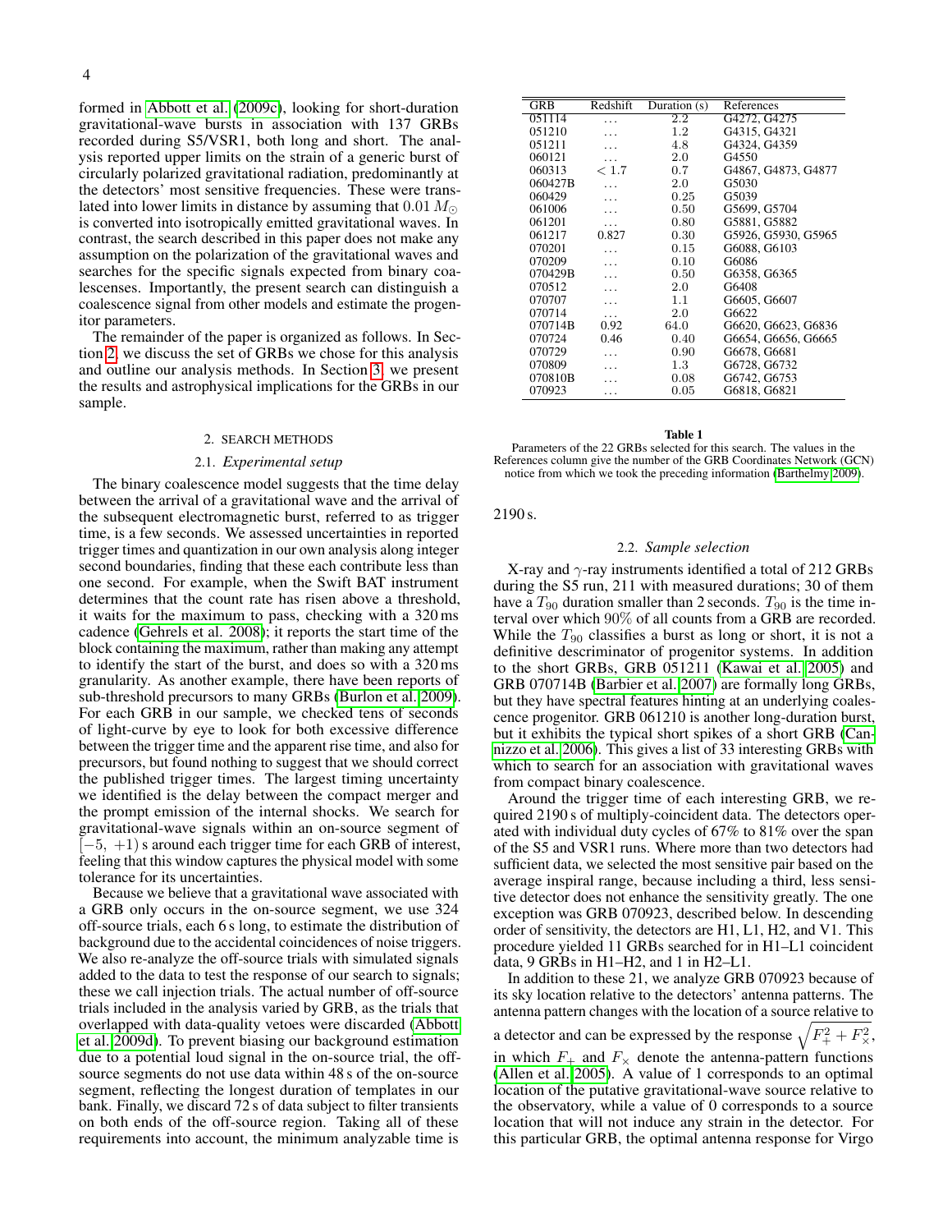formed in Abbott et al. (2009c), looking for short-duration gravitational-wave bursts in association with 137 GRBs recorded during S5/VSR1, both long and short. The analysis reported upper limits on the strain of a generic burst of circularly polarized gravitational radiation, predominantly at the detectors' most sensitive frequencies. These were translated into lower limits in distance by assuming that $0.01\,M_\odot$ is converted into isotropically emitted gravitational waves. In contrast, the search described in this paper does not make any assumption on the polarization of the gravitational waves and searches for the specific signals expected from binary coalescenses. Importantly, the present search can distinguish a coalescence signal from other models and estimate the progenitor parameters.

The remainder of the paper is organized as follows. In Section 2, we discuss the set of GRBs we chose for this analysis and outline our analysis methods. In Section 3, we present the results and astrophysical implications for the GRBs in our sample.

## 2. SEARCH METHODS

### 2.1. *Experimental setup*

The binary coalescence model suggests that the time delay between the arrival of a gravitational wave and the arrival of the subsequent electromagnetic burst, referred to as trigger time, is a few seconds. We assessed uncertainties in reported trigger times and quantization in our own analysis along integer second boundaries, finding that these each contribute less than one second. For example, when the Swift BAT instrument determines that the count rate has risen above a threshold, it waits for the maximum to pass, checking with a 320 ms cadence (Gehrels et al. 2008); it reports the start time of the block containing the maximum, rather than making any attempt to identify the start of the burst, and does so with a 320 ms granularity. As another example, there have been reports of sub-threshold precursors to many GRBs (Burlon et al. 2009). For each GRB in our sample, we checked tens of seconds of light-curve by eye to look for both excessive difference between the trigger time and the apparent rise time, and also for precursors, but found nothing to suggest that we should correct the published trigger times. The largest timing uncertainty we identified is the delay between the compact merger and the prompt emission of the internal shocks. We search for gravitational-wave signals within an on-source segment of $[-5,\ +1)$ s around each trigger time for each GRB of interest, feeling that this window captures the physical model with some tolerance for its uncertainties.

Because we believe that a gravitational wave associated with a GRB only occurs in the on-source segment, we use 324 off-source trials, each 6 s long, to estimate the distribution of background due to the accidental coincidences of noise triggers. We also re-analyze the off-source trials with simulated signals added to the data to test the response of our search to signals; these we call injection trials. The actual number of off-source trials included in the analysis varied by GRB, as the trials that overlapped with data-quality vetoes were discarded (Abbott et al. 2009d). To prevent biasing our background estimation due to a potential loud signal in the on-source trial, the off-source segments do not use data within 48 s of the on-source segment, reflecting the longest duration of templates in our bank. Finally, we discard 72 s of data subject to filter transients on both ends of the off-source region. Taking all of these requirements into account, the minimum analyzable time is 2190 s.

| GRB | Redshift | Duration (s) | References |
|---|---|---|---|
| 051114 | ... | 2.2 | G4272, G4275 |
| 051210 | ... | 1.2 | G4315, G4321 |
| 051211 | ... | 4.8 | G4324, G4359 |
| 060121 | ... | 2.0 | G4550 |
| 060313 | < 1.7 | 0.7 | G4867, G4873, G4877 |
| 060427B | ... | 2.0 | G5030 |
| 060429 | ... | 0.25 | G5039 |
| 061006 | ... | 0.50 | G5699, G5704 |
| 061201 | ... | 0.80 | G5881, G5882 |
| 061217 | 0.827 | 0.30 | G5926, G5930, G5965 |
| 070201 | ... | 0.15 | G6088, G6103 |
| 070209 | ... | 0.10 | G6086 |
| 070429B | ... | 0.50 | G6358, G6365 |
| 070512 | ... | 2.0 | G6408 |
| 070707 | ... | 1.1 | G6605, G6607 |
| 070714 | ... | 2.0 | G6622 |
| 070714B | 0.92 | 64.0 | G6620, G6623, G6836 |
| 070724 | 0.46 | 0.40 | G6654, G6656, G6665 |
| 070729 | ... | 0.90 | G6678, G6681 |
| 070809 | ... | 1.3 | G6728, G6732 |
| 070810B | ... | 0.08 | G6742, G6753 |
| 070923 | ... | 0.05 | G6818, G6821 |

**Table 1**
Parameters of the 22 GRBs selected for this search. The values in the References column give the number of the GRB Coordinates Network (GCN) notice from which we took the preceding information (Barthelmy 2009).

### 2.2. *Sample selection*

X-ray and $\gamma$-ray instruments identified a total of 212 GRBs during the S5 run, 211 with measured durations; 30 of them have a $T_{90}$ duration smaller than 2 seconds. $T_{90}$ is the time interval over which 90% of all counts from a GRB are recorded. While the $T_{90}$ classifies a burst as long or short, it is not a definitive descriminator of progenitor systems. In addition to the short GRBs, GRB 051211 (Kawai et al. 2005) and GRB 070714B (Barbier et al. 2007) are formally long GRBs, but they have spectral features hinting at an underlying coalescence progenitor. GRB 061210 is another long-duration burst, but it exhibits the typical short spikes of a short GRB (Cannizzo et al. 2006). This gives a list of 33 interesting GRBs with which to search for an association with gravitational waves from compact binary coalescence.

Around the trigger time of each interesting GRB, we required 2190 s of multiply-coincident data. The detectors operated with individual duty cycles of 67% to 81% over the span of the S5 and VSR1 runs. Where more than two detectors had sufficient data, we selected the most sensitive pair based on the average inspiral range, because including a third, less sensitive detector does not enhance the sensitivity greatly. The one exception was GRB 070923, described below. In descending order of sensitivity, the detectors are H1, L1, H2, and V1. This procedure yielded 11 GRBs searched for in H1–L1 coincident data, 9 GRBs in H1–H2, and 1 in H2–L1.

In addition to these 21, we analyze GRB 070923 because of its sky location relative to the detectors' antenna patterns. The antenna pattern changes with the location of a source relative to a detector and can be expressed by the response $\sqrt{F_+^2 + F_\times^2}$, in which $F_+$ and $F_\times$ denote the antenna-pattern functions (Allen et al. 2005). A value of 1 corresponds to an optimal location of the putative gravitational-wave source relative to the observatory, while a value of 0 corresponds to a source location that will not induce any strain in the detector. For this particular GRB, the optimal antenna response for Virgo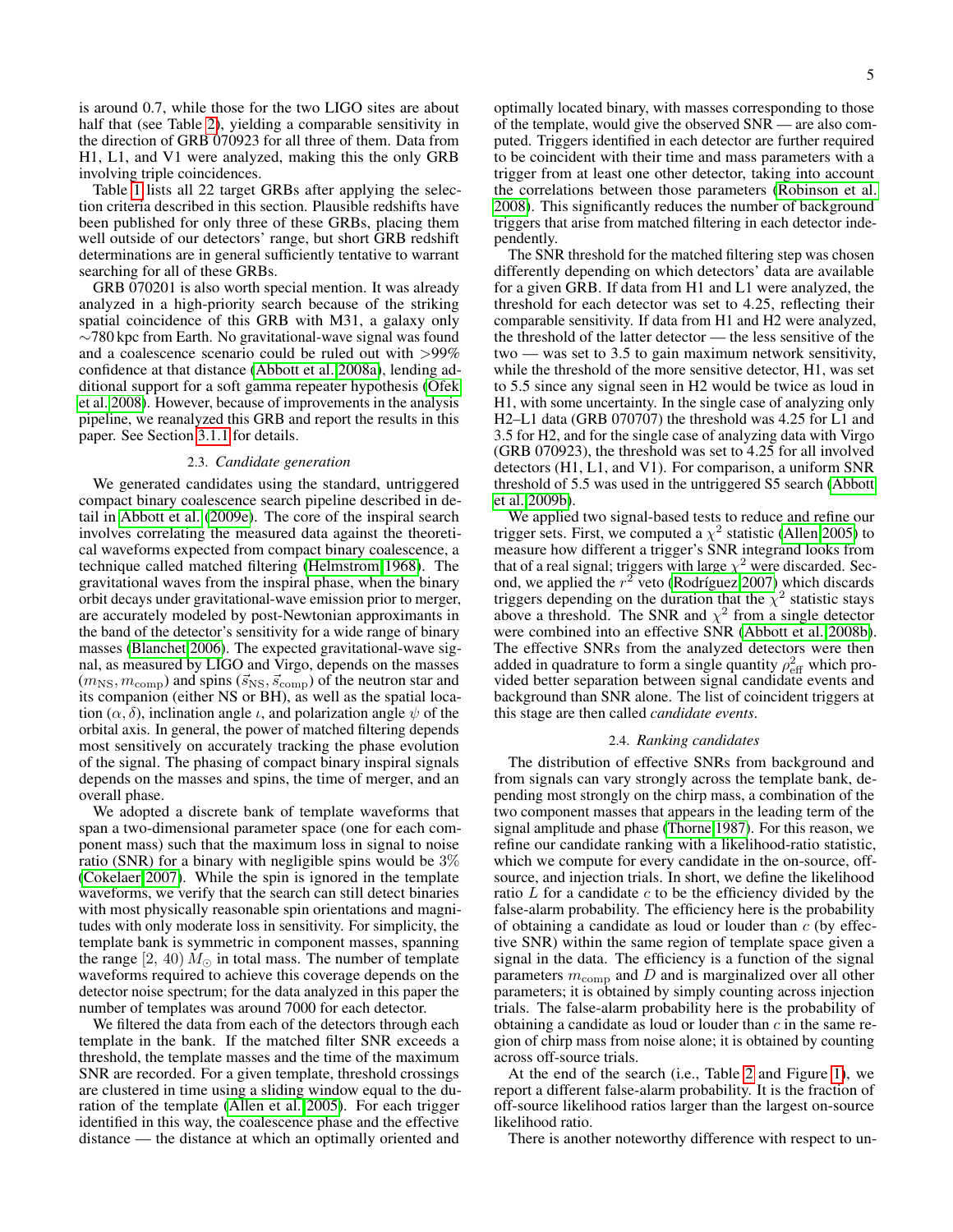is around 0.7, while those for the two LIGO sites are about half that (see Table 2), yielding a comparable sensitivity in the direction of GRB 070923 for all three of them. Data from H1, L1, and V1 were analyzed, making this the only GRB involving triple coincidences.

Table 1 lists all 22 target GRBs after applying the selection criteria described in this section. Plausible redshifts have been published for only three of these GRBs, placing them well outside of our detectors' range, but short GRB redshift determinations are in general sufficiently tentative to warrant searching for all of these GRBs.

GRB 070201 is also worth special mention. It was already analyzed in a high-priority search because of the striking spatial coincidence of this GRB with M31, a galaxy only $\sim$780 kpc from Earth. No gravitational-wave signal was found and a coalescence scenario could be ruled out with $>$99% confidence at that distance (Abbott et al. 2008a), lending additional support for a soft gamma repeater hypothesis (Ofek et al. 2008). However, because of improvements in the analysis pipeline, we reanalyzed this GRB and report the results in this paper. See Section 3.1.1 for details.

### 2.3. *Candidate generation*

We generated candidates using the standard, untriggered compact binary coalescence search pipeline described in detail in Abbott et al. (2009e). The core of the inspiral search involves correlating the measured data against the theoretical waveforms expected from compact binary coalescence, a technique called matched filtering (Helmstrom 1968). The gravitational waves from the inspiral phase, when the binary orbit decays under gravitational-wave emission prior to merger, are accurately modeled by post-Newtonian approximants in the band of the detector's sensitivity for a wide range of binary masses (Blanchet 2006). The expected gravitational-wave signal, as measured by LIGO and Virgo, depends on the masses $(m_{\rm NS}, m_{\rm comp})$ and spins $(\vec{s}_{\rm NS}, \vec{s}_{\rm comp})$ of the neutron star and its companion (either NS or BH), as well as the spatial location $(\alpha, \delta)$, inclination angle $\iota$, and polarization angle $\psi$ of the orbital axis. In general, the power of matched filtering depends most sensitively on accurately tracking the phase evolution of the signal. The phasing of compact binary inspiral signals depends on the masses and spins, the time of merger, and an overall phase.

We adopted a discrete bank of template waveforms that span a two-dimensional parameter space (one for each component mass) such that the maximum loss in signal to noise ratio (SNR) for a binary with negligible spins would be 3% (Cokelaer 2007). While the spin is ignored in the template waveforms, we verify that the search can still detect binaries with most physically reasonable spin orientations and magnitudes with only moderate loss in sensitivity. For simplicity, the template bank is symmetric in component masses, spanning the range $[2,\, 40)\, M_{\odot}$ in total mass. The number of template waveforms required to achieve this coverage depends on the detector noise spectrum; for the data analyzed in this paper the number of templates was around 7000 for each detector.

We filtered the data from each of the detectors through each template in the bank. If the matched filter SNR exceeds a threshold, the template masses and the time of the maximum SNR are recorded. For a given template, threshold crossings are clustered in time using a sliding window equal to the duration of the template (Allen et al. 2005). For each trigger identified in this way, the coalescence phase and the effective distance — the distance at which an optimally oriented and optimally located binary, with masses corresponding to those of the template, would give the observed SNR — are also computed. Triggers identified in each detector are further required to be coincident with their time and mass parameters with a trigger from at least one other detector, taking into account the correlations between those parameters (Robinson et al. 2008). This significantly reduces the number of background triggers that arise from matched filtering in each detector independently.

The SNR threshold for the matched filtering step was chosen differently depending on which detectors' data are available for a given GRB. If data from H1 and L1 were analyzed, the threshold for each detector was set to 4.25, reflecting their comparable sensitivity. If data from H1 and H2 were analyzed, the threshold of the latter detector — the less sensitive of the two — was set to 3.5 to gain maximum network sensitivity, while the threshold of the more sensitive detector, H1, was set to 5.5 since any signal seen in H2 would be twice as loud in H1, with some uncertainty. In the single case of analyzing only H2–L1 data (GRB 070707) the threshold was 4.25 for L1 and 3.5 for H2, and for the single case of analyzing data with Virgo (GRB 070923), the threshold was set to 4.25 for all involved detectors (H1, L1, and V1). For comparison, a uniform SNR threshold of 5.5 was used in the untriggered S5 search (Abbott et al. 2009b).

We applied two signal-based tests to reduce and refine our trigger sets. First, we computed a $\chi^2$ statistic (Allen 2005) to measure how different a trigger's SNR integrand looks from that of a real signal; triggers with large $\chi^2$ were discarded. Second, we applied the $r^2$ veto (Rodríguez 2007) which discards triggers depending on the duration that the $\chi^2$ statistic stays above a threshold. The SNR and $\chi^2$ from a single detector were combined into an effective SNR (Abbott et al. 2008b). The effective SNRs from the analyzed detectors were then added in quadrature to form a single quantity $\rho^2_{\rm eff}$ which provided better separation between signal candidate events and background than SNR alone. The list of coincident triggers at this stage are then called *candidate events*.

### 2.4. *Ranking candidates*

The distribution of effective SNRs from background and from signals can vary strongly across the template bank, depending most strongly on the chirp mass, a combination of the two component masses that appears in the leading term of the signal amplitude and phase (Thorne 1987). For this reason, we refine our candidate ranking with a likelihood-ratio statistic, which we compute for every candidate in the on-source, off-source, and injection trials. In short, we define the likelihood ratio $L$ for a candidate $c$ to be the efficiency divided by the false-alarm probability. The efficiency here is the probability of obtaining a candidate as loud or louder than $c$ (by effective SNR) within the same region of template space given a signal in the data. The efficiency is a function of the signal parameters $m_{\rm comp}$ and $D$ and is marginalized over all other parameters; it is obtained by simply counting across injection trials. The false-alarm probability here is the probability of obtaining a candidate as loud or louder than $c$ in the same region of chirp mass from noise alone; it is obtained by counting across off-source trials.

At the end of the search (i.e., Table 2 and Figure 1), we report a different false-alarm probability. It is the fraction of off-source likelihood ratios larger than the largest on-source likelihood ratio.

There is another noteworthy difference with respect to un-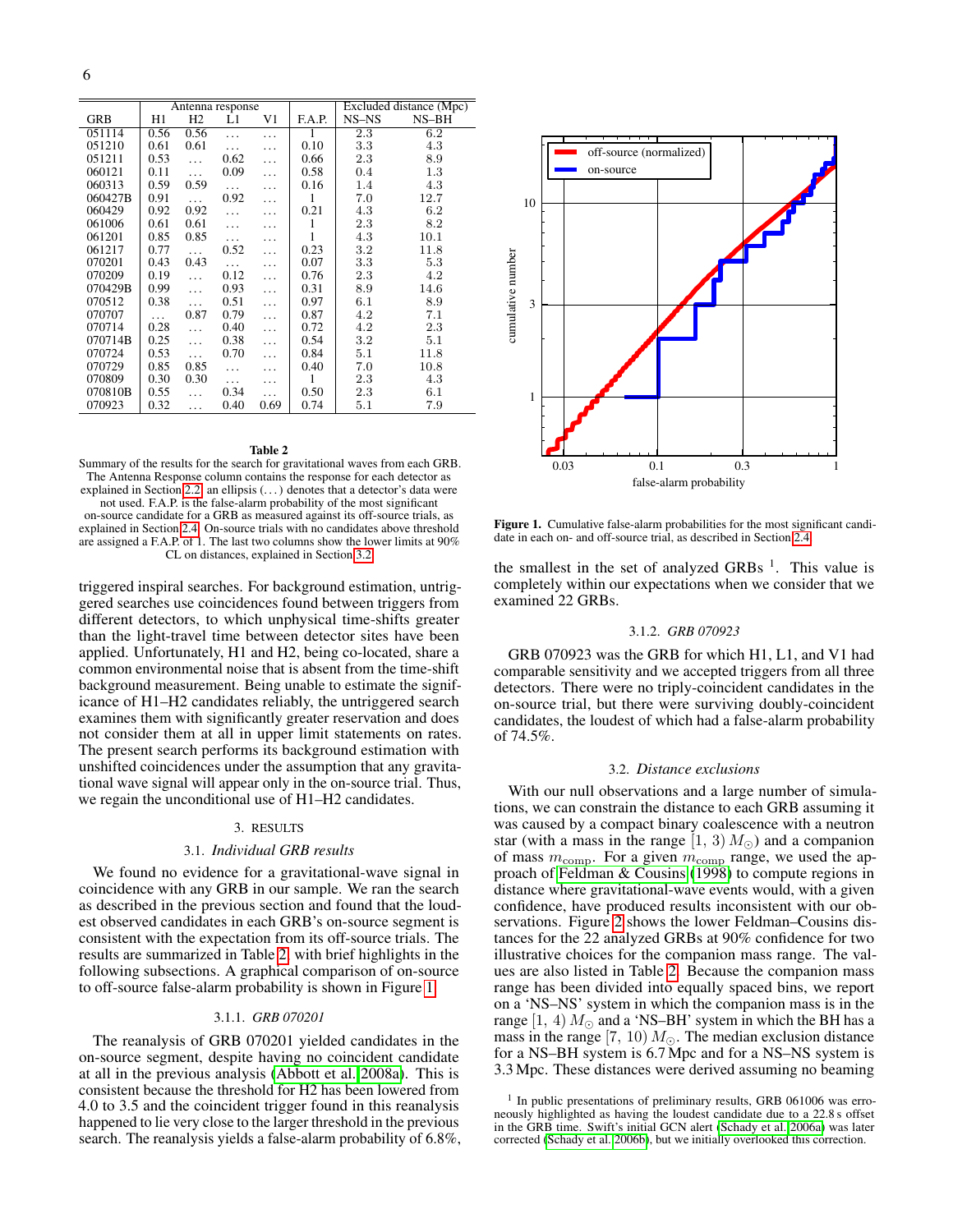| GRB | Antenna response | | | | F.A.P. | Excluded distance (Mpc) | |
|---|---|---|---|---|---|---|---|
| | H1 | H2 | L1 | V1 | | NS–NS | NS–BH |
| 051114 | 0.56 | 0.56 | … | … | 1 | 2.3 | 6.2 |
| 051210 | 0.61 | 0.61 | … | … | 0.10 | 3.3 | 4.3 |
| 051211 | 0.53 | … | 0.62 | … | 0.66 | 2.3 | 8.9 |
| 060121 | 0.11 | … | 0.09 | … | 0.58 | 0.4 | 1.3 |
| 060313 | 0.59 | 0.59 | … | … | 0.16 | 1.4 | 4.3 |
| 060427B | 0.91 | … | 0.92 | … | 1 | 7.0 | 12.7 |
| 060429 | 0.92 | 0.92 | … | … | 0.21 | 4.3 | 6.2 |
| 061006 | 0.61 | 0.61 | … | … | 1 | 2.3 | 8.2 |
| 061201 | 0.85 | 0.85 | … | … | 1 | 4.3 | 10.1 |
| 061217 | 0.77 | … | 0.52 | … | 0.23 | 3.2 | 11.8 |
| 070201 | 0.43 | 0.43 | … | … | 0.07 | 3.3 | 5.3 |
| 070209 | 0.19 | … | 0.12 | … | 0.76 | 2.3 | 4.2 |
| 070429B | 0.99 | … | 0.93 | … | 0.31 | 8.9 | 14.6 |
| 070512 | 0.38 | … | 0.51 | … | 0.97 | 6.1 | 8.9 |
| 070707 | … | 0.87 | 0.79 | … | 0.87 | 4.2 | 7.1 |
| 070714 | 0.28 | … | 0.40 | … | 0.72 | 4.2 | 2.3 |
| 070714B | 0.25 | … | 0.38 | … | 0.54 | 3.2 | 5.1 |
| 070724 | 0.53 | … | 0.70 | … | 0.84 | 5.1 | 11.8 |
| 070729 | 0.85 | 0.85 | … | … | 0.40 | 7.0 | 10.8 |
| 070809 | 0.30 | 0.30 | … | … | 1 | 2.3 | 4.3 |
| 070810B | 0.55 | … | 0.34 | … | 0.50 | 2.3 | 6.1 |
| 070923 | 0.32 | … | 0.40 | 0.69 | 0.74 | 5.1 | 7.9 |

**Table 2**

Summary of the results for the search for gravitational waves from each GRB. The Antenna Response column contains the response for each detector as explained in Section 2.2; an ellipsis (…) denotes that a detector's data were not used. F.A.P. is the false-alarm probability of the most significant on-source candidate for a GRB as measured against its off-source trials, as explained in Section 2.4. On-source trials with no candidates above threshold are assigned a F.A.P. of 1. The last two columns show the lower limits at 90% CL on distances, explained in Section 3.2.

triggered inspiral searches. For background estimation, untriggered searches use coincidences found between triggers from different detectors, to which unphysical time-shifts greater than the light-travel time between detector sites have been applied. Unfortunately, H1 and H2, being co-located, share a common environmental noise that is absent from the time-shift background measurement. Being unable to estimate the significance of H1–H2 candidates reliably, the untriggered search examines them with significantly greater reservation and does not consider them at all in upper limit statements on rates. The present search performs its background estimation with unshifted coincidences under the assumption that any gravitational wave signal will appear only in the on-source trial. Thus, we regain the unconditional use of H1–H2 candidates.

## 3. RESULTS

### 3.1. *Individual GRB results*

We found no evidence for a gravitational-wave signal in coincidence with any GRB in our sample. We ran the search as described in the previous section and found that the loudest observed candidates in each GRB's on-source segment is consistent with the expectation from its off-source trials. The results are summarized in Table 2, with brief highlights in the following subsections. A graphical comparison of on-source to off-source false-alarm probability is shown in Figure 1.

#### 3.1.1. *GRB 070201*

The reanalysis of GRB 070201 yielded candidates in the on-source segment, despite having no coincident candidate at all in the previous analysis (Abbott et al. 2008a). This is consistent because the threshold for H2 has been lowered from 4.0 to 3.5 and the coincident trigger found in this reanalysis happened to lie very close to the larger threshold in the previous search. The reanalysis yields a false-alarm probability of 6.8%, the smallest in the set of analyzed GRBs [1]. This value is completely within our expectations when we consider that we examined 22 GRBs.

**Figure 1.** Cumulative false-alarm probabilities for the most significant candidate in each on- and off-source trial, as described in Section 2.4.

#### 3.1.2. *GRB 070923*

GRB 070923 was the GRB for which H1, L1, and V1 had comparable sensitivity and we accepted triggers from all three detectors. There were no triply-coincident candidates in the on-source trial, but there were surviving doubly-coincident candidates, the loudest of which had a false-alarm probability of 74.5%.

### 3.2. *Distance exclusions*

With our null observations and a large number of simulations, we can constrain the distance to each GRB assuming it was caused by a compact binary coalescence with a neutron star (with a mass in the range $[1, 3)\,M_\odot$) and a companion of mass $m_{\mathrm{comp}}$. For a given $m_{\mathrm{comp}}$ range, we used the approach of Feldman & Cousins (1998) to compute regions in distance where gravitational-wave events would, with a given confidence, have produced results inconsistent with our observations. Figure 2 shows the lower Feldman–Cousins distances for the 22 analyzed GRBs at 90% confidence for two illustrative choices for the companion mass range. The values are also listed in Table 2. Because the companion mass range has been divided into equally spaced bins, we report on a 'NS–NS' system in which the companion mass is in the range $[1, 4)\,M_\odot$ and a 'NS–BH' system in which the BH has a mass in the range $[7, 10)\,M_\odot$. The median exclusion distance for a NS–BH system is 6.7 Mpc and for a NS–NS system is 3.3 Mpc. These distances were derived assuming no beaming

[1] In public presentations of preliminary results, GRB 061006 was erroneously highlighted as having the loudest candidate due to a 22.8 s offset in the GRB time. Swift's initial GCN alert (Schady et al. 2006a) was later corrected (Schady et al. 2006b), but we initially overlooked this correction.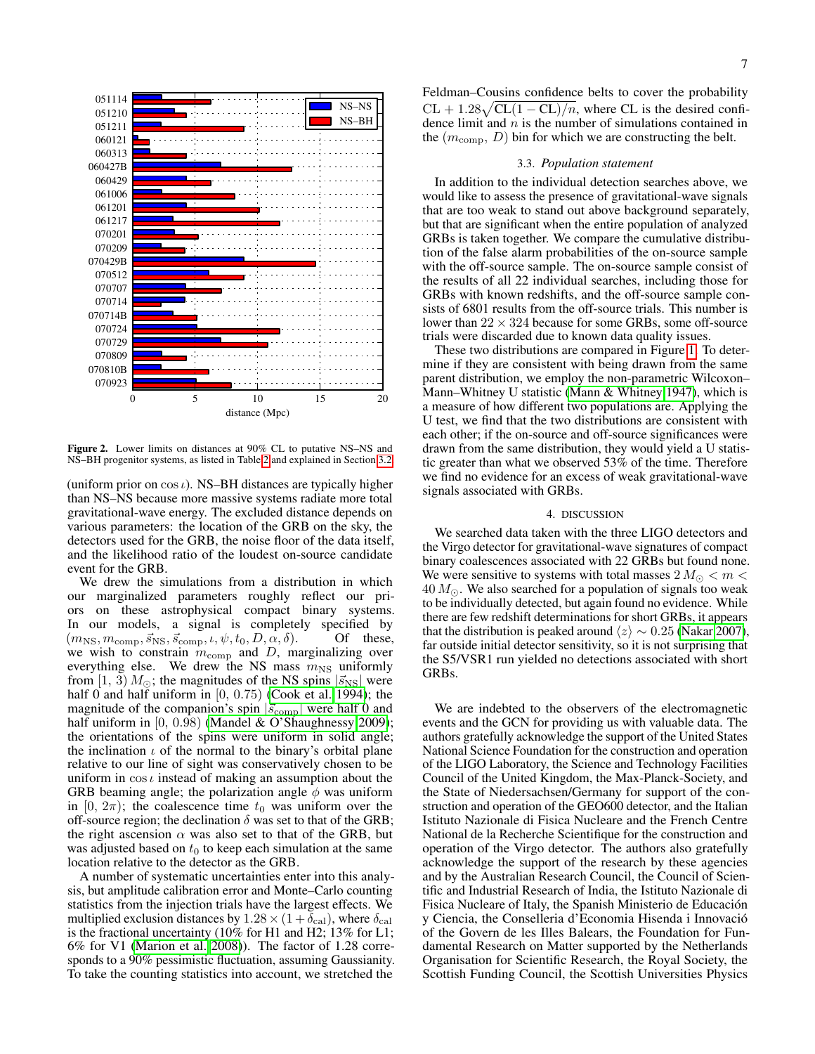Figure 2. Lower limits on distances at 90% CL to putative NS–NS and NS–BH progenitor systems, as listed in Table 2 and explained in Section 3.2.

(uniform prior on $\cos\iota$). NS–BH distances are typically higher than NS–NS because more massive systems radiate more total gravitational-wave energy. The excluded distance depends on various parameters: the location of the GRB on the sky, the detectors used for the GRB, the noise floor of the data itself, and the likelihood ratio of the loudest on-source candidate event for the GRB.

We drew the simulations from a distribution in which our marginalized parameters roughly reflect our priors on these astrophysical compact binary systems. In our models, a signal is completely specified by $(m_{\rm NS}, m_{\rm comp}, \vec{s}_{\rm NS}, \vec{s}_{\rm comp}, \iota, \psi, t_0, D, \alpha, \delta)$. Of these, we wish to constrain $m_{\rm comp}$ and $D$, marginalizing over everything else. We drew the NS mass $m_{\rm NS}$ uniformly from $[1, 3)\,M_\odot$; the magnitudes of the NS spins $|\vec{s}_{\rm NS}|$ were half 0 and half uniform in $[0, 0.75)$ (Cook et al. 1994); the magnitude of the companion's spin $|\vec{s}_{\rm comp}|$ were half 0 and half uniform in $[0, 0.98)$ (Mandel & O'Shaughnessy 2009); the orientations of the spins were uniform in solid angle; the inclination $\iota$ of the normal to the binary's orbital plane relative to our line of sight was conservatively chosen to be uniform in $\cos\iota$ instead of making an assumption about the GRB beaming angle; the polarization angle $\phi$ was uniform in $[0, 2\pi)$; the coalescence time $t_0$ was uniform over the off-source region; the declination $\delta$ was set to that of the GRB; the right ascension $\alpha$ was also set to that of the GRB, but was adjusted based on $t_0$ to keep each simulation at the same location relative to the detector as the GRB.

A number of systematic uncertainties enter into this analysis, but amplitude calibration error and Monte–Carlo counting statistics from the injection trials have the largest effects. We multiplied exclusion distances by $1.28 \times (1 + \delta_{\rm cal})$, where $\delta_{\rm cal}$ is the fractional uncertainty (10% for H1 and H2; 13% for L1; 6% for V1 (Marion et al. 2008)). The factor of 1.28 corresponds to a 90% pessimistic fluctuation, assuming Gaussianity. To take the counting statistics into account, we stretched the Feldman–Cousins confidence belts to cover the probability $\mathrm{CL} + 1.28\sqrt{\mathrm{CL}(1-\mathrm{CL})/n}$, where CL is the desired confidence limit and $n$ is the number of simulations contained in the $(m_{\rm comp},\, D)$ bin for which we are constructing the belt.

### 3.3. *Population statement*

In addition to the individual detection searches above, we would like to assess the presence of gravitational-wave signals that are too weak to stand out above background separately, but that are significant when the entire population of analyzed GRBs is taken together. We compare the cumulative distribution of the false alarm probabilities of the on-source sample with the off-source sample. The on-source sample consist of the results of all 22 individual searches, including those for GRBs with known redshifts, and the off-source sample consists of 6801 results from the off-source trials. This number is lower than $22 \times 324$ because for some GRBs, some off-source trials were discarded due to known data quality issues.

These two distributions are compared in Figure 1. To determine if they are consistent with being drawn from the same parent distribution, we employ the non-parametric Wilcoxon–Mann–Whitney U statistic (Mann & Whitney 1947), which is a measure of how different two populations are. Applying the U test, we find that the two distributions are consistent with each other; if the on-source and off-source significances were drawn from the same distribution, they would yield a U statistic greater than what we observed 53% of the time. Therefore we find no evidence for an excess of weak gravitational-wave signals associated with GRBs.

## 4. DISCUSSION

We searched data taken with the three LIGO detectors and the Virgo detector for gravitational-wave signatures of compact binary coalescences associated with 22 GRBs but found none. We were sensitive to systems with total masses $2\,M_\odot < m < 40\,M_\odot$. We also searched for a population of signals too weak to be individually detected, but again found no evidence. While there are few redshift determinations for short GRBs, it appears that the distribution is peaked around $\langle z \rangle \sim 0.25$ (Nakar 2007), far outside initial detector sensitivity, so it is not surprising that the S5/VSR1 run yielded no detections associated with short GRBs.

We are indebted to the observers of the electromagnetic events and the GCN for providing us with valuable data. The authors gratefully acknowledge the support of the United States National Science Foundation for the construction and operation of the LIGO Laboratory, the Science and Technology Facilities Council of the United Kingdom, the Max-Planck-Society, and the State of Niedersachsen/Germany for support of the construction and operation of the GEO600 detector, and the Italian Istituto Nazionale di Fisica Nucleare and the French Centre National de la Recherche Scientifique for the construction and operation of the Virgo detector. The authors also gratefully acknowledge the support of the research by these agencies and by the Australian Research Council, the Council of Scientific and Industrial Research of India, the Istituto Nazionale di Fisica Nucleare of Italy, the Spanish Ministerio de Educación y Ciencia, the Conselleria d'Economia Hisenda i Innovació of the Govern de les Illes Balears, the Foundation for Fundamental Research on Matter supported by the Netherlands Organisation for Scientific Research, the Royal Society, the Scottish Funding Council, the Scottish Universities Physics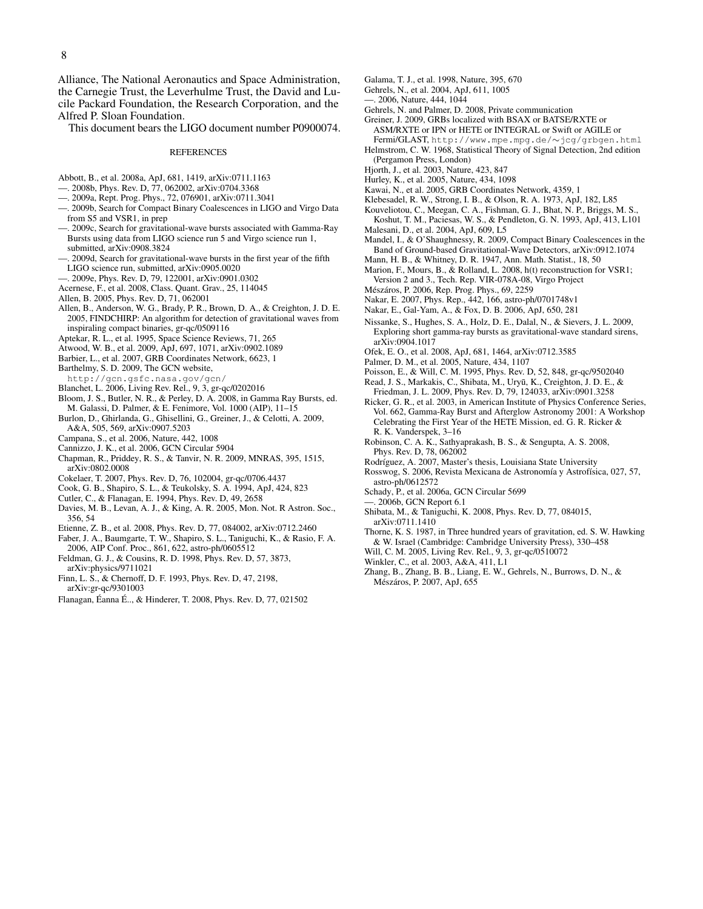Alliance, The National Aeronautics and Space Administration, the Carnegie Trust, the Leverhulme Trust, the David and Lucile Packard Foundation, the Research Corporation, and the Alfred P. Sloan Foundation.

This document bears the LIGO document number P0900074.

## REFERENCES

Abbott, B., et al. 2008a, ApJ, 681, 1419, arXiv:0711.1163

—. 2008b, Phys. Rev. D, 77, 062002, arXiv:0704.3368

—. 2009a, Rept. Prog. Phys., 72, 076901, arXiv:0711.3041

—. 2009b, Search for Compact Binary Coalescences in LIGO and Virgo Data from S5 and VSR1, in prep

—. 2009c, Search for gravitational-wave bursts associated with Gamma-Ray Bursts using data from LIGO science run 5 and Virgo science run 1, submitted, arXiv:0908.3824

—. 2009d, Search for gravitational-wave bursts in the first year of the fifth LIGO science run, submitted, arXiv:0905.0020

—. 2009e, Phys. Rev. D, 79, 122001, arXiv:0901.0302

Acernese, F., et al. 2008, Class. Quant. Grav., 25, 114045

Allen, B. 2005, Phys. Rev. D, 71, 062001

Allen, B., Anderson, W. G., Brady, P. R., Brown, D. A., & Creighton, J. D. E. 2005, FINDCHIRP: An algorithm for detection of gravitational waves from inspiraling compact binaries, gr-qc/0509116

Aptekar, R. L., et al. 1995, Space Science Reviews, 71, 265

Atwood, W. B., et al. 2009, ApJ, 697, 1071, arXiv:0902.1089

Barbier, L., et al. 2007, GRB Coordinates Network, 6623, 1

Barthelmy, S. D. 2009, The GCN website, http://gcn.gsfc.nasa.gov/gcn/

Blanchet, L. 2006, Living Rev. Rel., 9, 3, gr-qc/0202016

Bloom, J. S., Butler, N. R., & Perley, D. A. 2008, in Gamma Ray Bursts, ed. M. Galassi, D. Palmer, & E. Fenimore, Vol. 1000 (AIP), 11–15

Burlon, D., Ghirlanda, G., Ghisellini, G., Greiner, J., & Celotti, A. 2009, A&A, 505, 569, arXiv:0907.5203

Campana, S., et al. 2006, Nature, 442, 1008

Cannizzo, J. K., et al. 2006, GCN Circular 5904

Chapman, R., Priddey, R. S., & Tanvir, N. R. 2009, MNRAS, 395, 1515, arXiv:0802.0008

Cokelaer, T. 2007, Phys. Rev. D, 76, 102004, gr-qc/0706.4437

Cook, G. B., Shapiro, S. L., & Teukolsky, S. A. 1994, ApJ, 424, 823

Cutler, C., & Flanagan, E. 1994, Phys. Rev. D, 49, 2658

Davies, M. B., Levan, A. J., & King, A. R. 2005, Mon. Not. R Astron. Soc., 356, 54

Etienne, Z. B., et al. 2008, Phys. Rev. D, 77, 084002, arXiv:0712.2460

Faber, J. A., Baumgarte, T. W., Shapiro, S. L., Taniguchi, K., & Rasio, F. A. 2006, AIP Conf. Proc., 861, 622, astro-ph/0605512

Feldman, G. J., & Cousins, R. D. 1998, Phys. Rev. D, 57, 3873, arXiv:physics/9711021

Finn, L. S., & Chernoff, D. F. 1993, Phys. Rev. D, 47, 2198, arXiv:gr-qc/9301003

Flanagan, Éanna É.., & Hinderer, T. 2008, Phys. Rev. D, 77, 021502

Galama, T. J., et al. 1998, Nature, 395, 670

Gehrels, N., et al. 2004, ApJ, 611, 1005

—. 2006, Nature, 444, 1044

Gehrels, N. and Palmer, D. 2008, Private communication

Greiner, J. 2009, GRBs localized with BSAX or BATSE/RXTE or ASM/RXTE or IPN or HETE or INTEGRAL or Swift or AGILE or Fermi/GLAST, http://www.mpe.mpg.de/∼jcg/grbgen.html

Helmstrom, C. W. 1968, Statistical Theory of Signal Detection, 2nd edition (Pergamon Press, London)

Hjorth, J., et al. 2003, Nature, 423, 847

Hurley, K., et al. 2005, Nature, 434, 1098

Kawai, N., et al. 2005, GRB Coordinates Network, 4359, 1

Klebesadel, R. W., Strong, I. B., & Olson, R. A. 1973, ApJ, 182, L85

Kouveliotou, C., Meegan, C. A., Fishman, G. J., Bhat, N. P., Briggs, M. S., Koshut, T. M., Paciesas, W. S., & Pendleton, G. N. 1993, ApJ, 413, L101

Malesani, D., et al. 2004, ApJ, 609, L5

Mandel, I., & O'Shaughnessy, R. 2009, Compact Binary Coalescences in the Band of Ground-based Gravitational-Wave Detectors, arXiv:0912.1074

Mann, H. B., & Whitney, D. R. 1947, Ann. Math. Statist., 18, 50

Marion, F., Mours, B., & Rolland, L. 2008, h(t) reconstruction for VSR1; Version 2 and 3., Tech. Rep. VIR-078A-08, Virgo Project

Mészáros, P. 2006, Rep. Prog. Phys., 69, 2259

Nakar, E. 2007, Phys. Rep., 442, 166, astro-ph/0701748v1

Nakar, E., Gal-Yam, A., & Fox, D. B. 2006, ApJ, 650, 281

Nissanke, S., Hughes, S. A., Holz, D. E., Dalal, N., & Sievers, J. L. 2009, Exploring short gamma-ray bursts as gravitational-wave standard sirens, arXiv:0904.1017

Ofek, E. O., et al. 2008, ApJ, 681, 1464, arXiv:0712.3585

Palmer, D. M., et al. 2005, Nature, 434, 1107

Poisson, E., & Will, C. M. 1995, Phys. Rev. D, 52, 848, gr-qc/9502040

Read, J. S., Markakis, C., Shibata, M., Uryū, K., Creighton, J. D. E., & Friedman, J. L. 2009, Phys. Rev. D, 79, 124033, arXiv:0901.3258

Ricker, G. R., et al. 2003, in American Institute of Physics Conference Series, Vol. 662, Gamma-Ray Burst and Afterglow Astronomy 2001: A Workshop Celebrating the First Year of the HETE Mission, ed. G. R. Ricker & R. K. Vanderspek, 3–16

Robinson, C. A. K., Sathyaprakash, B. S., & Sengupta, A. S. 2008, Phys. Rev. D, 78, 062002

Rodríguez, A. 2007, Master's thesis, Louisiana State University

Rosswog, S. 2006, Revista Mexicana de Astronomía y Astrofísica, 027, 57, astro-ph/0612572

Schady, P., et al. 2006a, GCN Circular 5699

—. 2006b, GCN Report 6.1

Shibata, M., & Taniguchi, K. 2008, Phys. Rev. D, 77, 084015, arXiv:0711.1410

Thorne, K. S. 1987, in Three hundred years of gravitation, ed. S. W. Hawking & W. Israel (Cambridge: Cambridge University Press), 330–458

Will, C. M. 2005, Living Rev. Rel., 9, 3, gr-qc/0510072

Winkler, C., et al. 2003, A&A, 411, L1

Zhang, B., Zhang, B. B., Liang, E. W., Gehrels, N., Burrows, D. N., & Mészáros, P. 2007, ApJ, 655